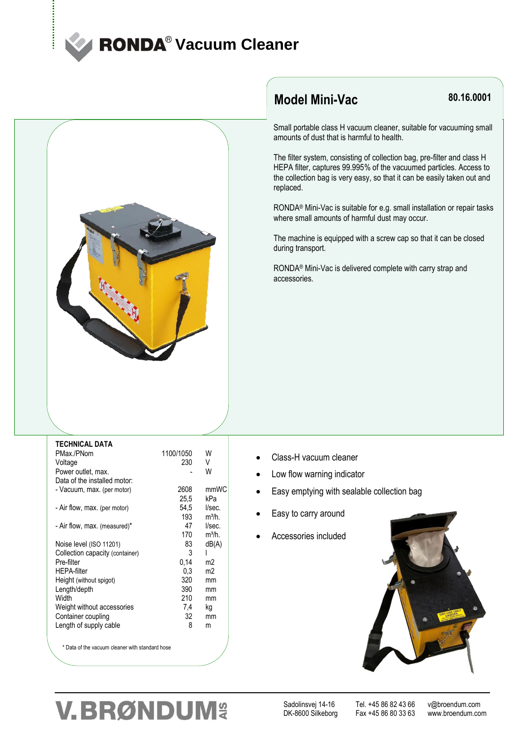# RONDA® Vacuum Cleaner

## Model Mini-Vac

**80.16.0001**

Small portable class H vacuum cleaner, suitable for vacuuming small amounts of dust that is harmful to health.

The filter system, consisting of collection bag, pre-filter and class H HEPA filter, captures 99.995% of the vacuumed particles. Access to the collection bag is very easy, so that it can be easily taken out and replaced.

RONDA® Mini-Vac is suitable for e.g. small installation or repair tasks where small amounts of harmful dust may occur.

The machine is equipped with a screw cap so that it can be closed during transport.

RONDA® Mini-Vac is delivered complete with carry strap and accessories.

### TECHNICAL DATA

| | | |
|---|---|---|
| PMax./PNom | 1100/1050 | W |
| Voltage | 230 | V |
| Power outlet, max. | - | W |
| Data of the installed motor: | | |
| - Vacuum, max. (per motor) | 2608 | mmWC |
| | 25,5 | kPa |
| - Air flow, max. (per motor) | 54,5 | l/sec. |
| | 193 | m³/h. |
| - Air flow, max. (measured)* | 47 | l/sec. |
| | 170 | m³/h. |
| Noise level (ISO 11201) | 83 | dB(A) |
| Collection capacity (container) | 3 | l |
| Pre-filter | 0,14 | m2 |
| HEPA-filter | 0,3 | m2 |
| Height (without spigot) | 320 | mm |
| Length/depth | 390 | mm |
| Width | 210 | mm |
| Weight without accessories | 7,4 | kg |
| Container coupling | 32 | mm |
| Length of supply cable | 8 | m |

\* Data of the vacuum cleaner with standard hose

- Class-H vacuum cleaner
- Low flow warning indicator
- Easy emptying with sealable collection bag
- Easy to carry around
- Accessories included

V.BRØNDUM A/S

Sadolinsvej 14-16
DK-8600 Silkeborg

Tel. +45 86 82 43 66
Fax +45 86 80 33 63

v@broendum.com
www.broendum.com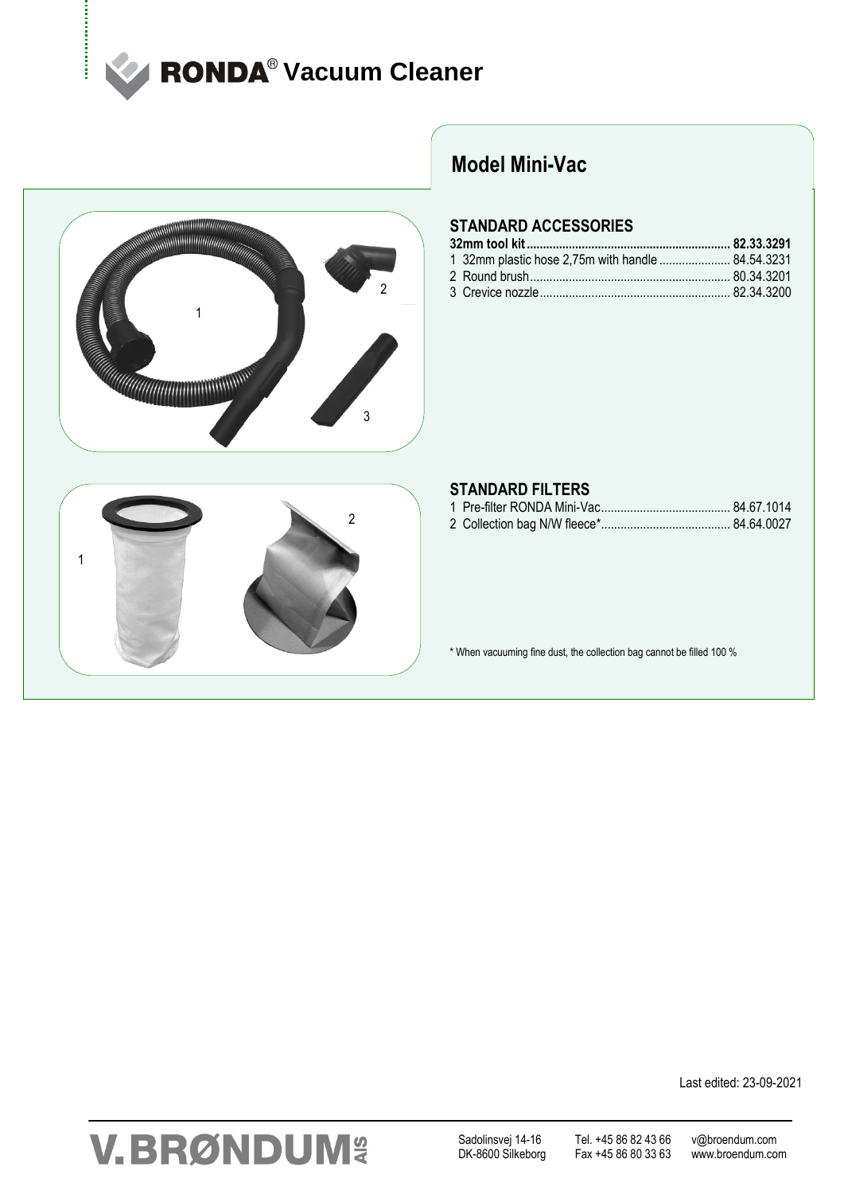# RONDA® Vacuum Cleaner

## Model Mini-Vac

1

2

3

### STANDARD ACCESSORIES

**32mm tool kit ........................................................... 82.33.3291**
1 32mm plastic hose 2,75m with handle ...................... 84.54.3231
2 Round brush ............................................................ 80.34.3201
3 Crevice nozzle .......................................................... 82.34.3200

1

2

### STANDARD FILTERS

1 Pre-filter RONDA Mini-Vac ........................................ 84.67.1014
2 Collection bag N/W fleece* ....................................... 84.64.0027

* When vacuuming fine dust, the collection bag cannot be filled 100 %

Last edited: 23-09-2021

V.BRØNDUM A/S

Sadolinsvej 14-16
DK-8600 Silkeborg

Tel. +45 86 82 43 66
Fax +45 86 80 33 63

v@broendum.com
www.broendum.com